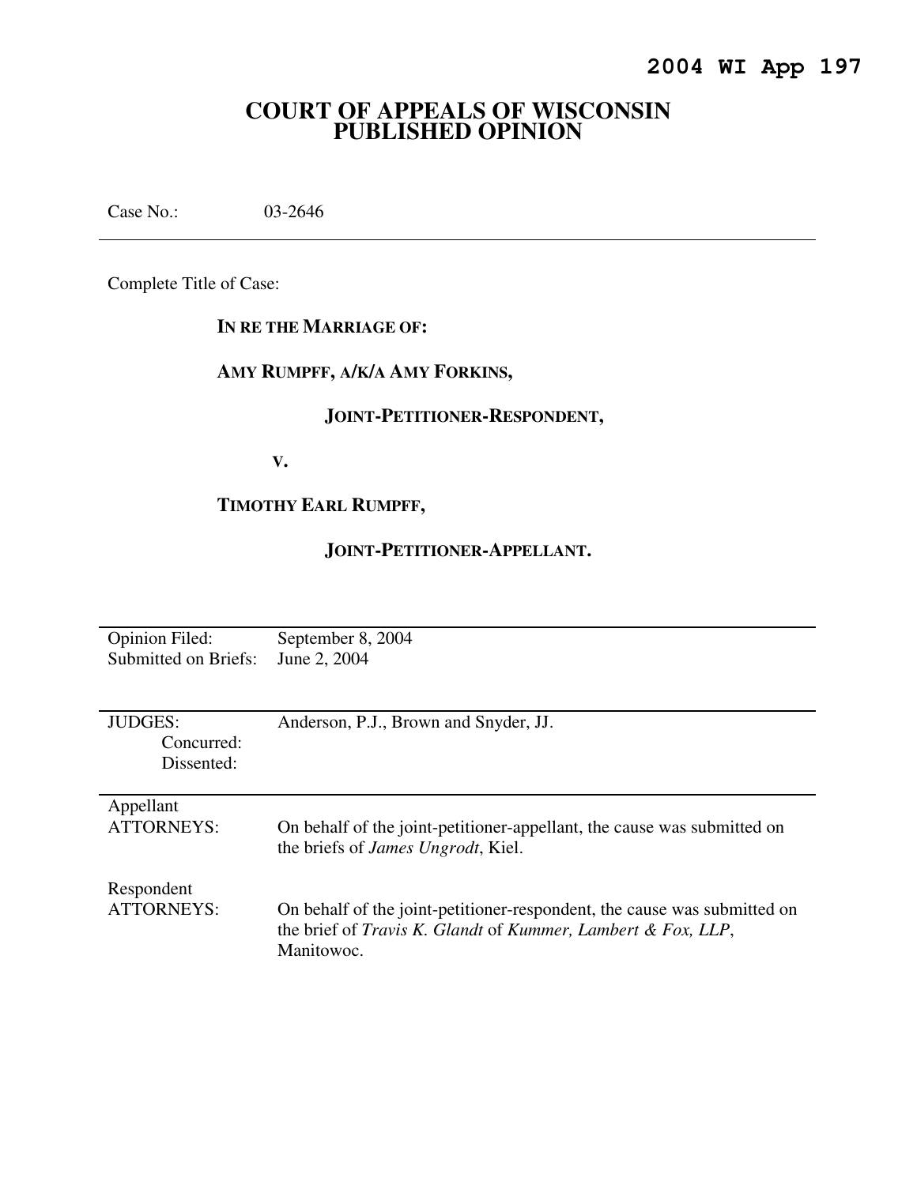**2004 WI App 197**

# COURT OF APPEALS OF WISCONSIN PUBLISHED OPINION

Case No.: 03-2646

---

Complete Title of Case:

**IN RE THE MARRIAGE OF:**

**AMY RUMPFF, A/K/A AMY FORKINS,**

**JOINT-PETITIONER-RESPONDENT,**

**V.**

**TIMOTHY EARL RUMPFF,**

**JOINT-PETITIONER-APPELLANT.**

---

| | |
|---|---|
| Opinion Filed: | September 8, 2004 |
| Submitted on Briefs: | June 2, 2004 |

---

| | |
|---|---|
| JUDGES: | Anderson, P.J., Brown and Snyder, JJ. |
| Concurred: | |
| Dissented: | |

---

| | |
|---|---|
| Appellant ATTORNEYS: | On behalf of the joint-petitioner-appellant, the cause was submitted on the briefs of *James Ungrodt*, Kiel. |
| Respondent ATTORNEYS: | On behalf of the joint-petitioner-respondent, the cause was submitted on the brief of *Travis K. Glandt* of *Kummer, Lambert & Fox, LLP*, Manitowoc. |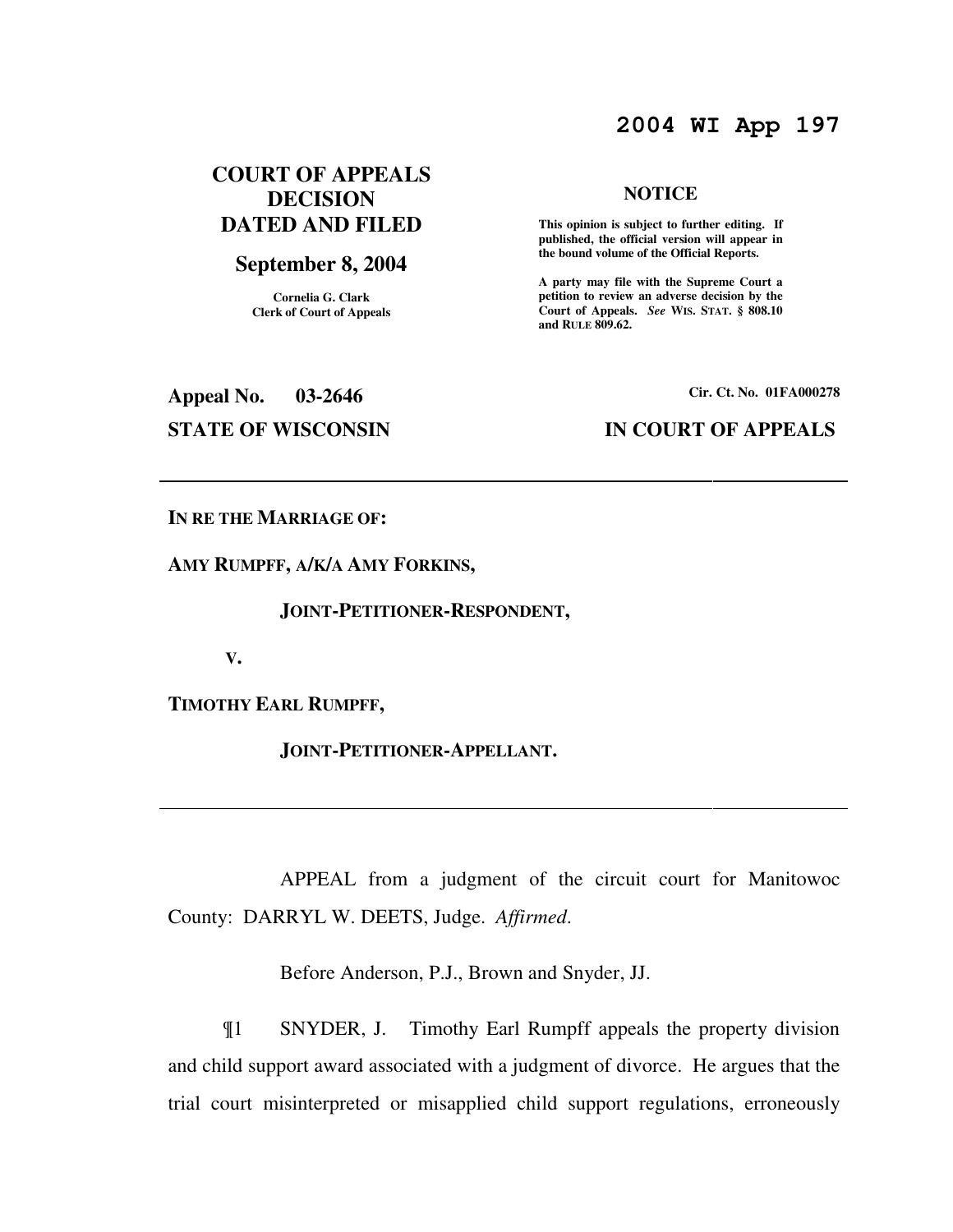# 2004 WI App 197

## COURT OF APPEALS DECISION DATED AND FILED

**September 8, 2004**

**Cornelia G. Clark**
**Clerk of Court of Appeals**

**NOTICE**

**This opinion is subject to further editing. If published, the official version will appear in the bound volume of the Official Reports.**

**A party may file with the Supreme Court a petition to review an adverse decision by the Court of Appeals.** ***See*** **WIS. STAT. § 808.10 and RULE 809.62.**

**Appeal No. 03-2646**

**Cir. Ct. No. 01FA000278**

**STATE OF WISCONSIN**

**IN COURT OF APPEALS**

---

**IN RE THE MARRIAGE OF:**

**AMY RUMPFF, A/K/A AMY FORKINS,**

**JOINT-PETITIONER-RESPONDENT,**

**V.**

**TIMOTHY EARL RUMPFF,**

**JOINT-PETITIONER-APPELLANT.**

---

APPEAL from a judgment of the circuit court for Manitowoc County: DARRYL W. DEETS, Judge. *Affirmed*.

Before Anderson, P.J., Brown and Snyder, JJ.

¶1 SNYDER, J. Timothy Earl Rumpff appeals the property division and child support award associated with a judgment of divorce. He argues that the trial court misinterpreted or misapplied child support regulations, erroneously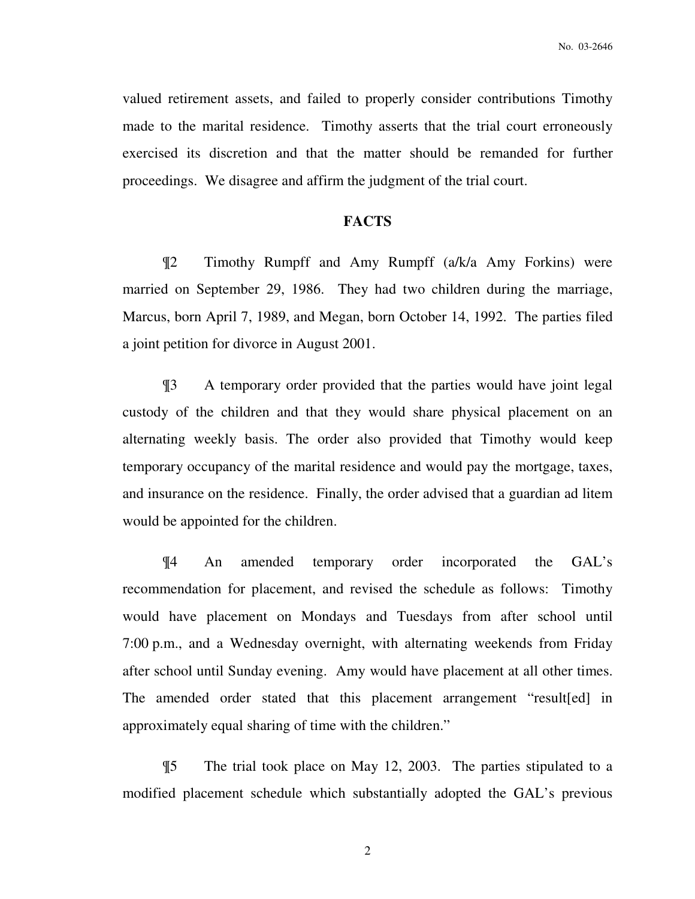valued retirement assets, and failed to properly consider contributions Timothy made to the marital residence. Timothy asserts that the trial court erroneously exercised its discretion and that the matter should be remanded for further proceedings. We disagree and affirm the judgment of the trial court.

## FACTS

¶2 Timothy Rumpff and Amy Rumpff (a/k/a Amy Forkins) were married on September 29, 1986. They had two children during the marriage, Marcus, born April 7, 1989, and Megan, born October 14, 1992. The parties filed a joint petition for divorce in August 2001.

¶3 A temporary order provided that the parties would have joint legal custody of the children and that they would share physical placement on an alternating weekly basis. The order also provided that Timothy would keep temporary occupancy of the marital residence and would pay the mortgage, taxes, and insurance on the residence. Finally, the order advised that a guardian ad litem would be appointed for the children.

¶4 An amended temporary order incorporated the GAL's recommendation for placement, and revised the schedule as follows: Timothy would have placement on Mondays and Tuesdays from after school until 7:00 p.m., and a Wednesday overnight, with alternating weekends from Friday after school until Sunday evening. Amy would have placement at all other times. The amended order stated that this placement arrangement "result[ed] in approximately equal sharing of time with the children."

¶5 The trial took place on May 12, 2003. The parties stipulated to a modified placement schedule which substantially adopted the GAL's previous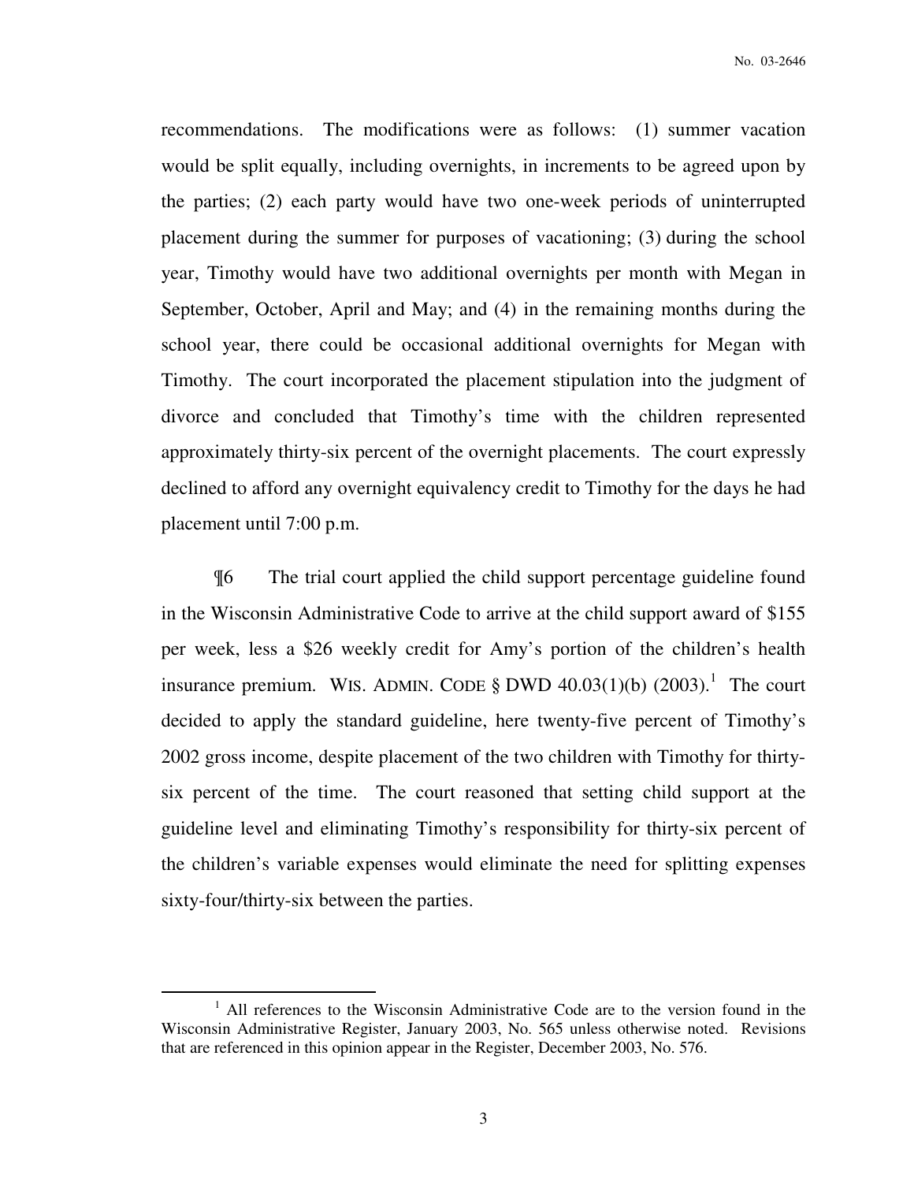recommendations. The modifications were as follows: (1) summer vacation would be split equally, including overnights, in increments to be agreed upon by the parties; (2) each party would have two one-week periods of uninterrupted placement during the summer for purposes of vacationing; (3) during the school year, Timothy would have two additional overnights per month with Megan in September, October, April and May; and (4) in the remaining months during the school year, there could be occasional additional overnights for Megan with Timothy. The court incorporated the placement stipulation into the judgment of divorce and concluded that Timothy's time with the children represented approximately thirty-six percent of the overnight placements. The court expressly declined to afford any overnight equivalency credit to Timothy for the days he had placement until 7:00 p.m.

¶6 The trial court applied the child support percentage guideline found in the Wisconsin Administrative Code to arrive at the child support award of $155 per week, less a $26 weekly credit for Amy's portion of the children's health insurance premium. WIS. ADMIN. CODE § DWD 40.03(1)(b) (2003).[1] The court decided to apply the standard guideline, here twenty-five percent of Timothy's 2002 gross income, despite placement of the two children with Timothy for thirty-six percent of the time. The court reasoned that setting child support at the guideline level and eliminating Timothy's responsibility for thirty-six percent of the children's variable expenses would eliminate the need for splitting expenses sixty-four/thirty-six between the parties.

---

[1] All references to the Wisconsin Administrative Code are to the version found in the Wisconsin Administrative Register, January 2003, No. 565 unless otherwise noted. Revisions that are referenced in this opinion appear in the Register, December 2003, No. 576.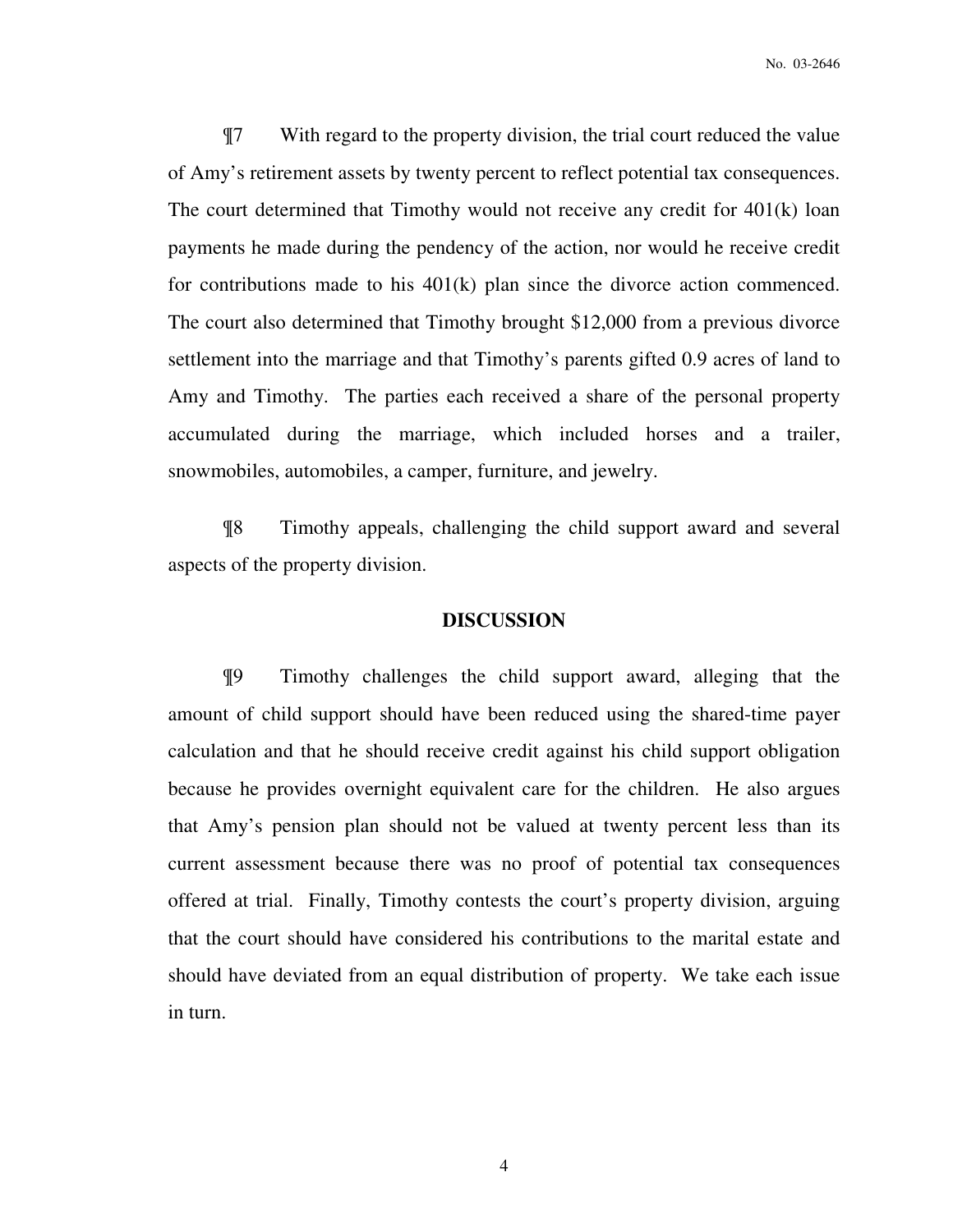¶7 With regard to the property division, the trial court reduced the value of Amy's retirement assets by twenty percent to reflect potential tax consequences. The court determined that Timothy would not receive any credit for 401(k) loan payments he made during the pendency of the action, nor would he receive credit for contributions made to his 401(k) plan since the divorce action commenced. The court also determined that Timothy brought $12,000 from a previous divorce settlement into the marriage and that Timothy's parents gifted 0.9 acres of land to Amy and Timothy. The parties each received a share of the personal property accumulated during the marriage, which included horses and a trailer, snowmobiles, automobiles, a camper, furniture, and jewelry.

¶8 Timothy appeals, challenging the child support award and several aspects of the property division.

## DISCUSSION

¶9 Timothy challenges the child support award, alleging that the amount of child support should have been reduced using the shared-time payer calculation and that he should receive credit against his child support obligation because he provides overnight equivalent care for the children. He also argues that Amy's pension plan should not be valued at twenty percent less than its current assessment because there was no proof of potential tax consequences offered at trial. Finally, Timothy contests the court's property division, arguing that the court should have considered his contributions to the marital estate and should have deviated from an equal distribution of property. We take each issue in turn.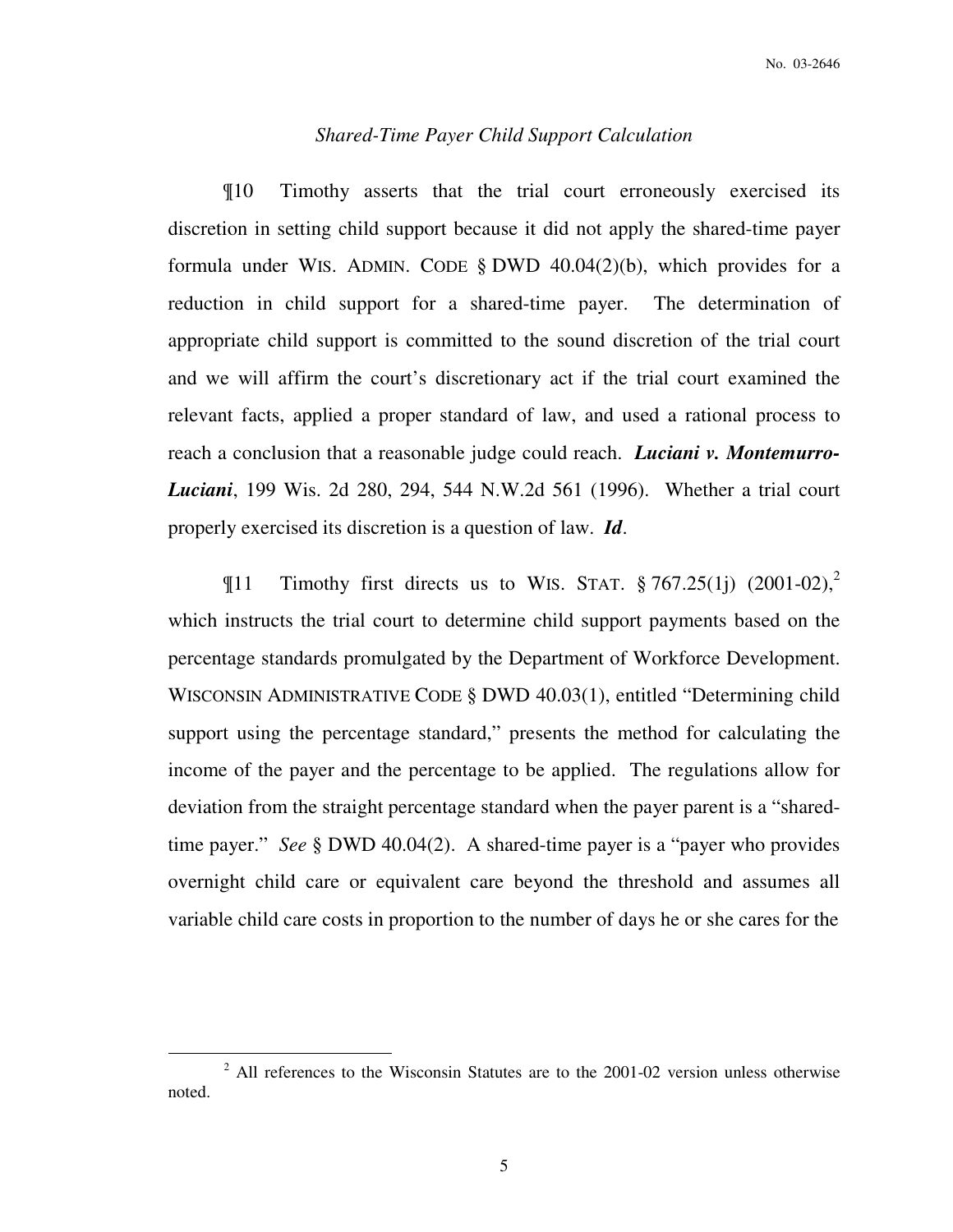*Shared-Time Payer Child Support Calculation*

¶10 Timothy asserts that the trial court erroneously exercised its discretion in setting child support because it did not apply the shared-time payer formula under WIS. ADMIN. CODE § DWD 40.04(2)(b), which provides for a reduction in child support for a shared-time payer. The determination of appropriate child support is committed to the sound discretion of the trial court and we will affirm the court's discretionary act if the trial court examined the relevant facts, applied a proper standard of law, and used a rational process to reach a conclusion that a reasonable judge could reach. ***Luciani v. Montemurro-Luciani***, 199 Wis. 2d 280, 294, 544 N.W.2d 561 (1996). Whether a trial court properly exercised its discretion is a question of law. ***Id***.

¶11 Timothy first directs us to WIS. STAT. § 767.25(1j) (2001-02),[2] which instructs the trial court to determine child support payments based on the percentage standards promulgated by the Department of Workforce Development. WISCONSIN ADMINISTRATIVE CODE § DWD 40.03(1), entitled "Determining child support using the percentage standard," presents the method for calculating the income of the payer and the percentage to be applied. The regulations allow for deviation from the straight percentage standard when the payer parent is a "shared-time payer." *See* § DWD 40.04(2). A shared-time payer is a "payer who provides overnight child care or equivalent care beyond the threshold and assumes all variable child care costs in proportion to the number of days he or she cares for the

---

[2] All references to the Wisconsin Statutes are to the 2001-02 version unless otherwise noted.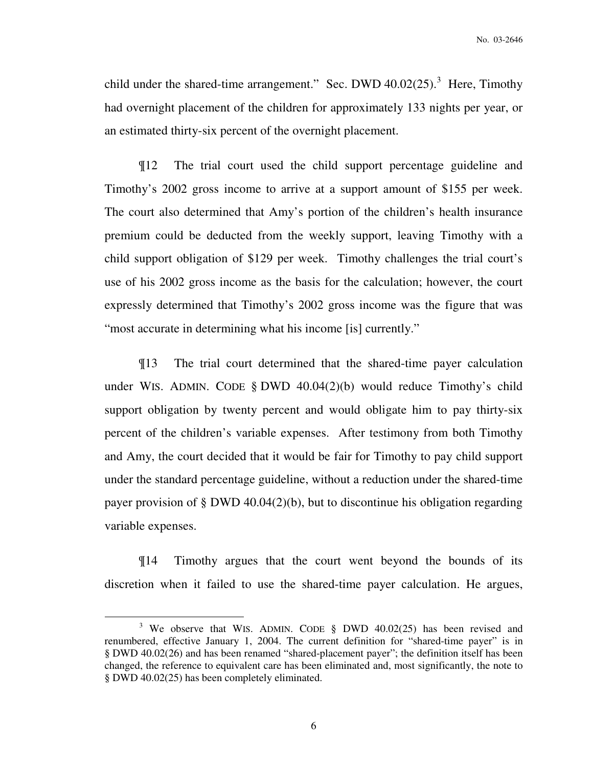child under the shared-time arrangement." Sec. DWD 40.02(25).[3] Here, Timothy had overnight placement of the children for approximately 133 nights per year, or an estimated thirty-six percent of the overnight placement.

¶12 The trial court used the child support percentage guideline and Timothy's 2002 gross income to arrive at a support amount of $155 per week. The court also determined that Amy's portion of the children's health insurance premium could be deducted from the weekly support, leaving Timothy with a child support obligation of $129 per week. Timothy challenges the trial court's use of his 2002 gross income as the basis for the calculation; however, the court expressly determined that Timothy's 2002 gross income was the figure that was "most accurate in determining what his income [is] currently."

¶13 The trial court determined that the shared-time payer calculation under WIS. ADMIN. CODE § DWD 40.04(2)(b) would reduce Timothy's child support obligation by twenty percent and would obligate him to pay thirty-six percent of the children's variable expenses. After testimony from both Timothy and Amy, the court decided that it would be fair for Timothy to pay child support under the standard percentage guideline, without a reduction under the shared-time payer provision of § DWD 40.04(2)(b), but to discontinue his obligation regarding variable expenses.

¶14 Timothy argues that the court went beyond the bounds of its discretion when it failed to use the shared-time payer calculation. He argues,

---

[3] We observe that WIS. ADMIN. CODE § DWD 40.02(25) has been revised and renumbered, effective January 1, 2004. The current definition for "shared-time payer" is in § DWD 40.02(26) and has been renamed "shared-placement payer"; the definition itself has been changed, the reference to equivalent care has been eliminated and, most significantly, the note to § DWD 40.02(25) has been completely eliminated.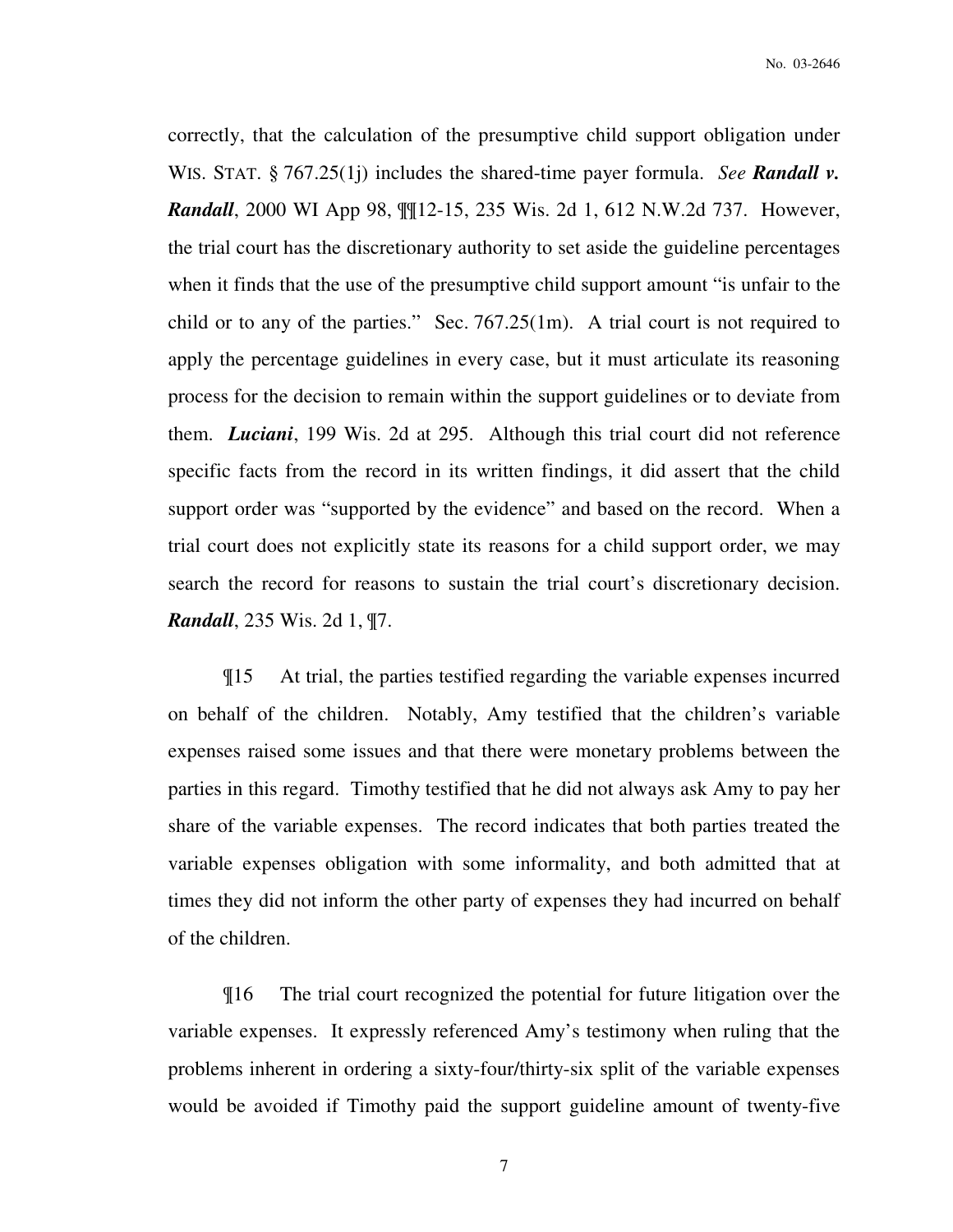correctly, that the calculation of the presumptive child support obligation under WIS. STAT. § 767.25(1j) includes the shared-time payer formula. *See* ***Randall v. Randall***, 2000 WI App 98, ¶¶12-15, 235 Wis. 2d 1, 612 N.W.2d 737. However, the trial court has the discretionary authority to set aside the guideline percentages when it finds that the use of the presumptive child support amount "is unfair to the child or to any of the parties." Sec. 767.25(1m). A trial court is not required to apply the percentage guidelines in every case, but it must articulate its reasoning process for the decision to remain within the support guidelines or to deviate from them. ***Luciani***, 199 Wis. 2d at 295. Although this trial court did not reference specific facts from the record in its written findings, it did assert that the child support order was "supported by the evidence" and based on the record. When a trial court does not explicitly state its reasons for a child support order, we may search the record for reasons to sustain the trial court's discretionary decision. ***Randall***, 235 Wis. 2d 1, ¶7.

¶15 At trial, the parties testified regarding the variable expenses incurred on behalf of the children. Notably, Amy testified that the children's variable expenses raised some issues and that there were monetary problems between the parties in this regard. Timothy testified that he did not always ask Amy to pay her share of the variable expenses. The record indicates that both parties treated the variable expenses obligation with some informality, and both admitted that at times they did not inform the other party of expenses they had incurred on behalf of the children.

¶16 The trial court recognized the potential for future litigation over the variable expenses. It expressly referenced Amy's testimony when ruling that the problems inherent in ordering a sixty-four/thirty-six split of the variable expenses would be avoided if Timothy paid the support guideline amount of twenty-five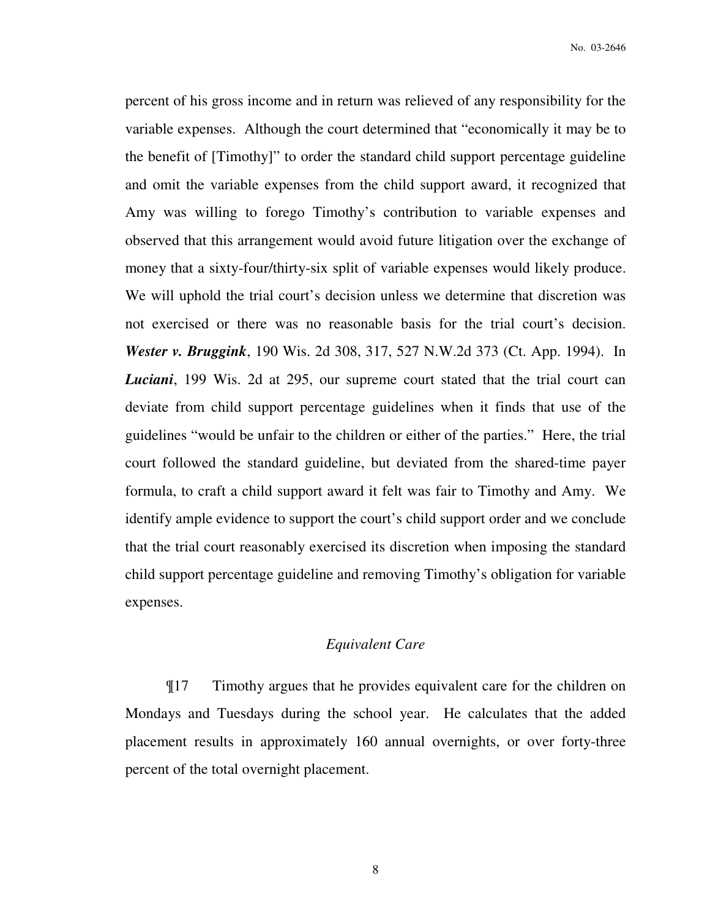percent of his gross income and in return was relieved of any responsibility for the variable expenses. Although the court determined that "economically it may be to the benefit of [Timothy]" to order the standard child support percentage guideline and omit the variable expenses from the child support award, it recognized that Amy was willing to forego Timothy's contribution to variable expenses and observed that this arrangement would avoid future litigation over the exchange of money that a sixty-four/thirty-six split of variable expenses would likely produce. We will uphold the trial court's decision unless we determine that discretion was not exercised or there was no reasonable basis for the trial court's decision. ***Wester v. Bruggink***, 190 Wis. 2d 308, 317, 527 N.W.2d 373 (Ct. App. 1994). In ***Luciani***, 199 Wis. 2d at 295, our supreme court stated that the trial court can deviate from child support percentage guidelines when it finds that use of the guidelines "would be unfair to the children or either of the parties." Here, the trial court followed the standard guideline, but deviated from the shared-time payer formula, to craft a child support award it felt was fair to Timothy and Amy. We identify ample evidence to support the court's child support order and we conclude that the trial court reasonably exercised its discretion when imposing the standard child support percentage guideline and removing Timothy's obligation for variable expenses.

*Equivalent Care*

¶17 Timothy argues that he provides equivalent care for the children on Mondays and Tuesdays during the school year. He calculates that the added placement results in approximately 160 annual overnights, or over forty-three percent of the total overnight placement.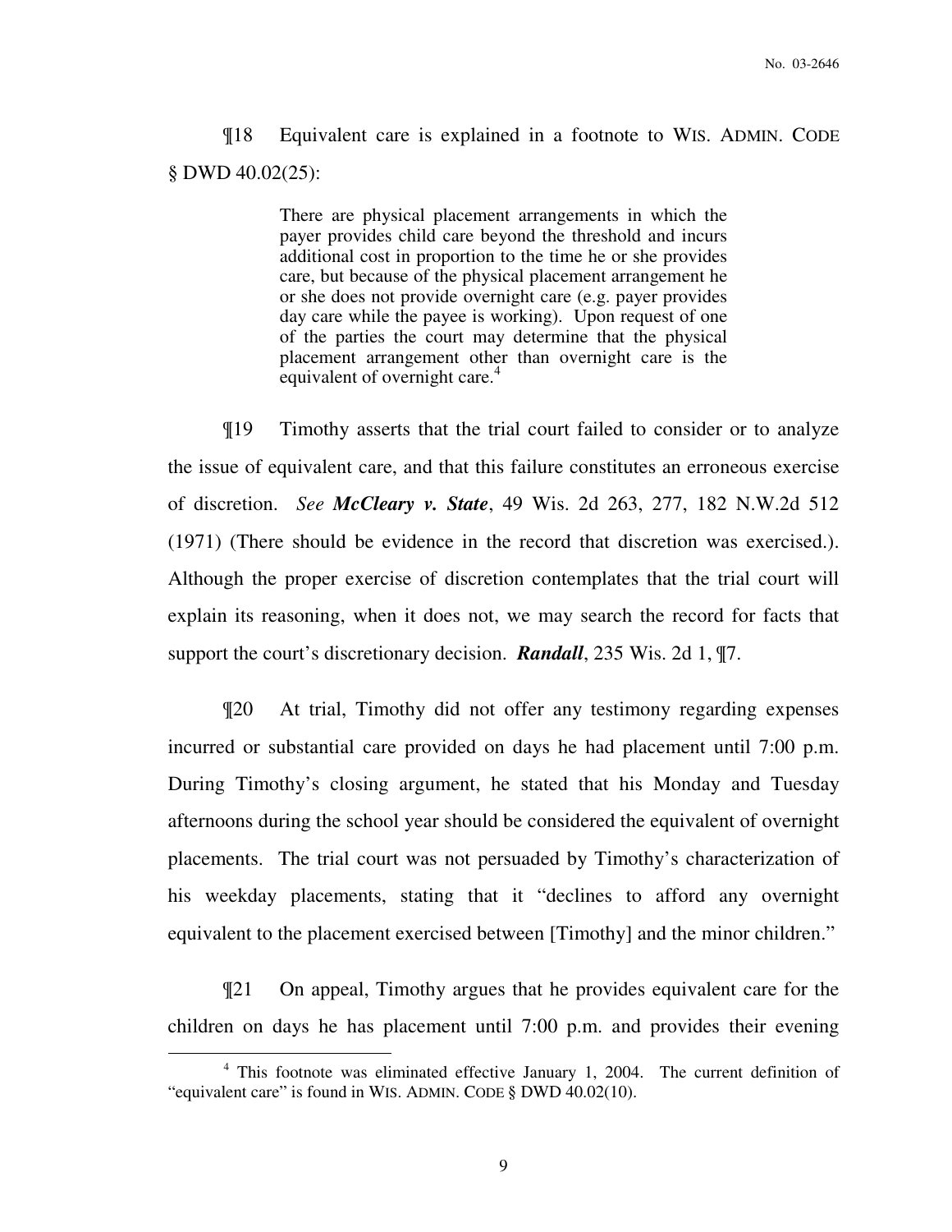¶18 Equivalent care is explained in a footnote to WIS. ADMIN. CODE § DWD 40.02(25):

> There are physical placement arrangements in which the payer provides child care beyond the threshold and incurs additional cost in proportion to the time he or she provides care, but because of the physical placement arrangement he or she does not provide overnight care (e.g. payer provides day care while the payee is working). Upon request of one of the parties the court may determine that the physical placement arrangement other than overnight care is the equivalent of overnight care.[4]

¶19 Timothy asserts that the trial court failed to consider or to analyze the issue of equivalent care, and that this failure constitutes an erroneous exercise of discretion. *See* ***McCleary v. State***, 49 Wis. 2d 263, 277, 182 N.W.2d 512 (1971) (There should be evidence in the record that discretion was exercised.). Although the proper exercise of discretion contemplates that the trial court will explain its reasoning, when it does not, we may search the record for facts that support the court's discretionary decision. ***Randall***, 235 Wis. 2d 1, ¶7.

¶20 At trial, Timothy did not offer any testimony regarding expenses incurred or substantial care provided on days he had placement until 7:00 p.m. During Timothy's closing argument, he stated that his Monday and Tuesday afternoons during the school year should be considered the equivalent of overnight placements. The trial court was not persuaded by Timothy's characterization of his weekday placements, stating that it "declines to afford any overnight equivalent to the placement exercised between [Timothy] and the minor children."

¶21 On appeal, Timothy argues that he provides equivalent care for the children on days he has placement until 7:00 p.m. and provides their evening

---

[4] This footnote was eliminated effective January 1, 2004. The current definition of "equivalent care" is found in WIS. ADMIN. CODE § DWD 40.02(10).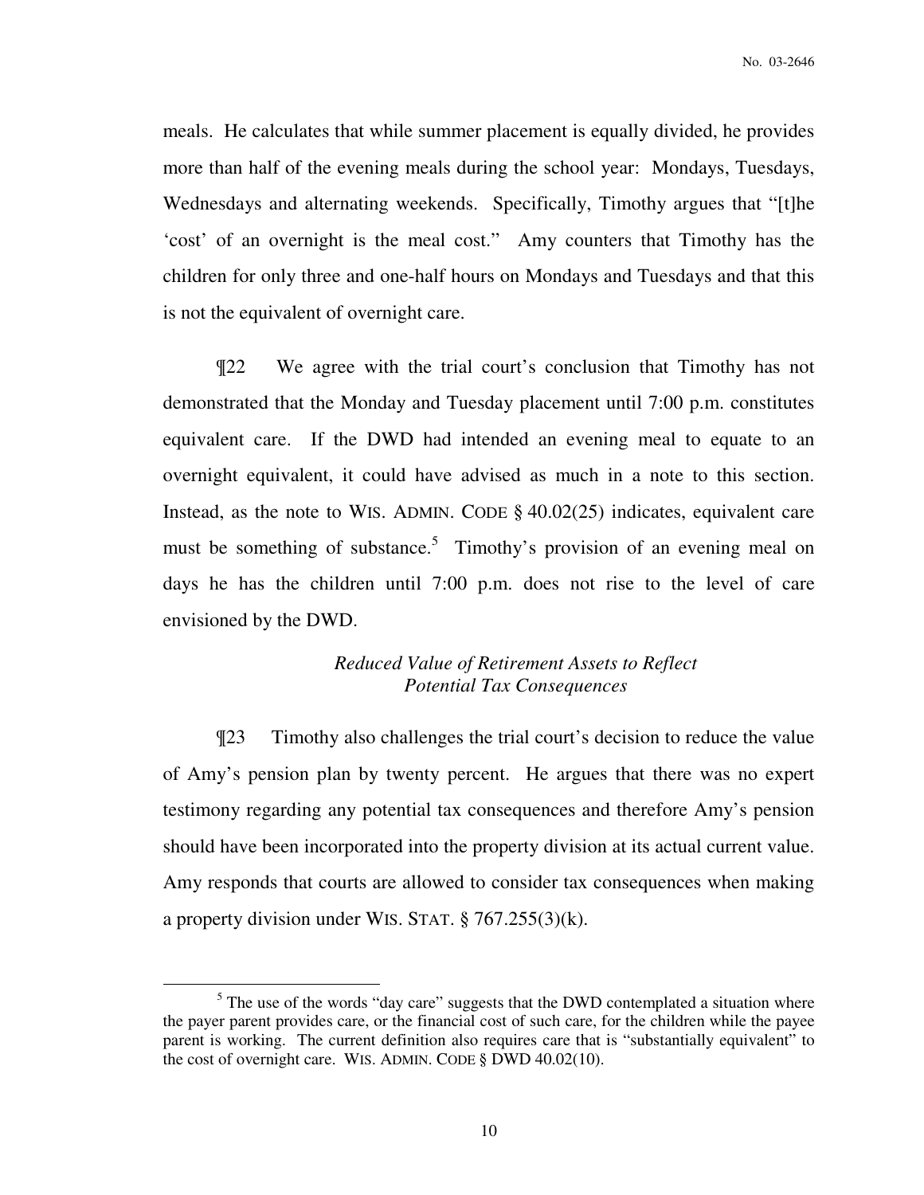meals. He calculates that while summer placement is equally divided, he provides more than half of the evening meals during the school year: Mondays, Tuesdays, Wednesdays and alternating weekends. Specifically, Timothy argues that "[t]he 'cost' of an overnight is the meal cost." Amy counters that Timothy has the children for only three and one-half hours on Mondays and Tuesdays and that this is not the equivalent of overnight care.

¶22 We agree with the trial court's conclusion that Timothy has not demonstrated that the Monday and Tuesday placement until 7:00 p.m. constitutes equivalent care. If the DWD had intended an evening meal to equate to an overnight equivalent, it could have advised as much in a note to this section. Instead, as the note to WIS. ADMIN. CODE § 40.02(25) indicates, equivalent care must be something of substance.[5] Timothy's provision of an evening meal on days he has the children until 7:00 p.m. does not rise to the level of care envisioned by the DWD.

*Reduced Value of Retirement Assets to Reflect Potential Tax Consequences*

¶23 Timothy also challenges the trial court's decision to reduce the value of Amy's pension plan by twenty percent. He argues that there was no expert testimony regarding any potential tax consequences and therefore Amy's pension should have been incorporated into the property division at its actual current value. Amy responds that courts are allowed to consider tax consequences when making a property division under WIS. STAT. § 767.255(3)(k).

---

[5] The use of the words "day care" suggests that the DWD contemplated a situation where the payer parent provides care, or the financial cost of such care, for the children while the payee parent is working. The current definition also requires care that is "substantially equivalent" to the cost of overnight care. WIS. ADMIN. CODE § DWD 40.02(10).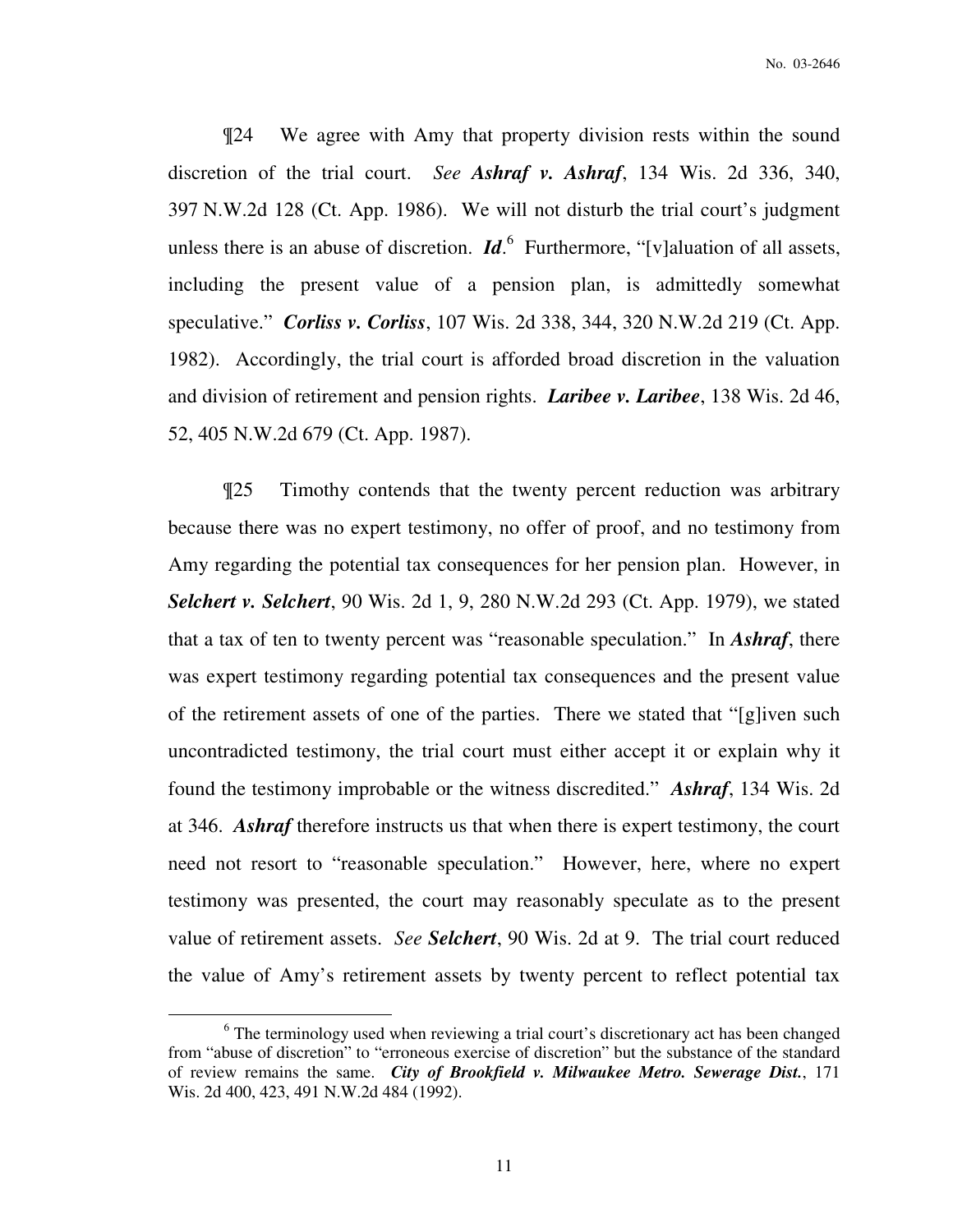¶24 We agree with Amy that property division rests within the sound discretion of the trial court. *See* ***Ashraf v. Ashraf***, 134 Wis. 2d 336, 340, 397 N.W.2d 128 (Ct. App. 1986). We will not disturb the trial court's judgment unless there is an abuse of discretion. ***Id***.[6] Furthermore, "[v]aluation of all assets, including the present value of a pension plan, is admittedly somewhat speculative." ***Corliss v. Corliss***, 107 Wis. 2d 338, 344, 320 N.W.2d 219 (Ct. App. 1982). Accordingly, the trial court is afforded broad discretion in the valuation and division of retirement and pension rights. ***Laribee v. Laribee***, 138 Wis. 2d 46, 52, 405 N.W.2d 679 (Ct. App. 1987).

¶25 Timothy contends that the twenty percent reduction was arbitrary because there was no expert testimony, no offer of proof, and no testimony from Amy regarding the potential tax consequences for her pension plan. However, in ***Selchert v. Selchert***, 90 Wis. 2d 1, 9, 280 N.W.2d 293 (Ct. App. 1979), we stated that a tax of ten to twenty percent was "reasonable speculation." In ***Ashraf***, there was expert testimony regarding potential tax consequences and the present value of the retirement assets of one of the parties. There we stated that "[g]iven such uncontradicted testimony, the trial court must either accept it or explain why it found the testimony improbable or the witness discredited." ***Ashraf***, 134 Wis. 2d at 346. ***Ashraf*** therefore instructs us that when there is expert testimony, the court need not resort to "reasonable speculation." However, here, where no expert testimony was presented, the court may reasonably speculate as to the present value of retirement assets. *See* ***Selchert***, 90 Wis. 2d at 9. The trial court reduced the value of Amy's retirement assets by twenty percent to reflect potential tax

---

[6] The terminology used when reviewing a trial court's discretionary act has been changed from "abuse of discretion" to "erroneous exercise of discretion" but the substance of the standard of review remains the same. ***City of Brookfield v. Milwaukee Metro. Sewerage Dist.***, 171 Wis. 2d 400, 423, 491 N.W.2d 484 (1992).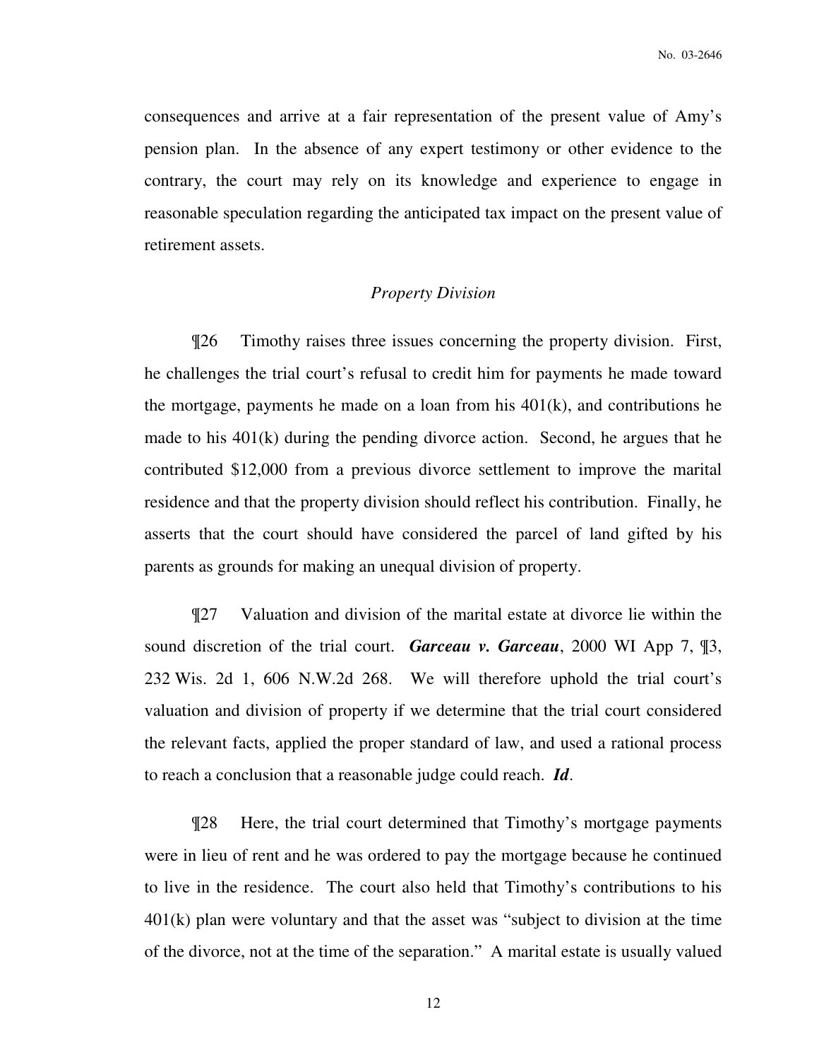consequences and arrive at a fair representation of the present value of Amy's pension plan. In the absence of any expert testimony or other evidence to the contrary, the court may rely on its knowledge and experience to engage in reasonable speculation regarding the anticipated tax impact on the present value of retirement assets.

*Property Division*

¶26 Timothy raises three issues concerning the property division. First, he challenges the trial court's refusal to credit him for payments he made toward the mortgage, payments he made on a loan from his 401(k), and contributions he made to his 401(k) during the pending divorce action. Second, he argues that he contributed $12,000 from a previous divorce settlement to improve the marital residence and that the property division should reflect his contribution. Finally, he asserts that the court should have considered the parcel of land gifted by his parents as grounds for making an unequal division of property.

¶27 Valuation and division of the marital estate at divorce lie within the sound discretion of the trial court. ***Garceau v. Garceau***, 2000 WI App 7, ¶3, 232 Wis. 2d 1, 606 N.W.2d 268. We will therefore uphold the trial court's valuation and division of property if we determine that the trial court considered the relevant facts, applied the proper standard of law, and used a rational process to reach a conclusion that a reasonable judge could reach. ***Id***.

¶28 Here, the trial court determined that Timothy's mortgage payments were in lieu of rent and he was ordered to pay the mortgage because he continued to live in the residence. The court also held that Timothy's contributions to his 401(k) plan were voluntary and that the asset was "subject to division at the time of the divorce, not at the time of the separation." A marital estate is usually valued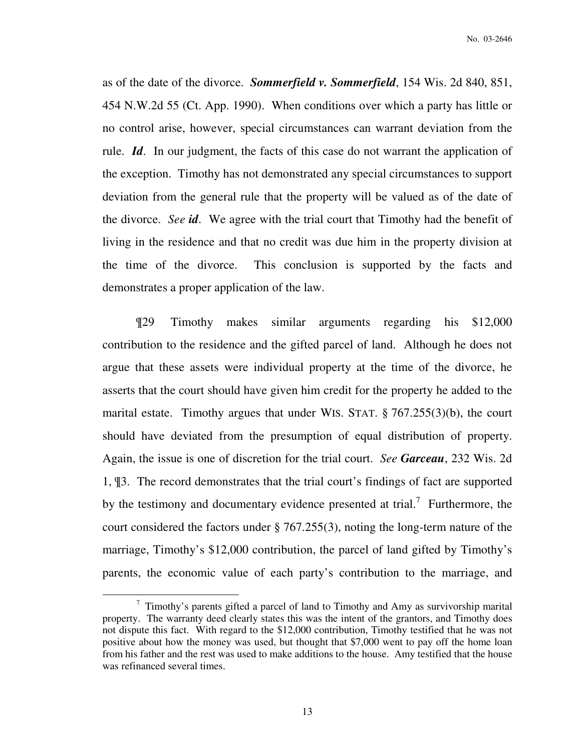as of the date of the divorce. ***Sommerfield v. Sommerfield***, 154 Wis. 2d 840, 851, 454 N.W.2d 55 (Ct. App. 1990). When conditions over which a party has little or no control arise, however, special circumstances can warrant deviation from the rule. ***Id***. In our judgment, the facts of this case do not warrant the application of the exception. Timothy has not demonstrated any special circumstances to support deviation from the general rule that the property will be valued as of the date of the divorce. *See* ***id***. We agree with the trial court that Timothy had the benefit of living in the residence and that no credit was due him in the property division at the time of the divorce. This conclusion is supported by the facts and demonstrates a proper application of the law.

¶29 Timothy makes similar arguments regarding his $12,000 contribution to the residence and the gifted parcel of land. Although he does not argue that these assets were individual property at the time of the divorce, he asserts that the court should have given him credit for the property he added to the marital estate. Timothy argues that under WIS. STAT. § 767.255(3)(b), the court should have deviated from the presumption of equal distribution of property. Again, the issue is one of discretion for the trial court. *See* ***Garceau***, 232 Wis. 2d 1, ¶3. The record demonstrates that the trial court's findings of fact are supported by the testimony and documentary evidence presented at trial.[7] Furthermore, the court considered the factors under § 767.255(3), noting the long-term nature of the marriage, Timothy's $12,000 contribution, the parcel of land gifted by Timothy's parents, the economic value of each party's contribution to the marriage, and

[7] Timothy's parents gifted a parcel of land to Timothy and Amy as survivorship marital property. The warranty deed clearly states this was the intent of the grantors, and Timothy does not dispute this fact. With regard to the $12,000 contribution, Timothy testified that he was not positive about how the money was used, but thought that $7,000 went to pay off the home loan from his father and the rest was used to make additions to the house. Amy testified that the house was refinanced several times.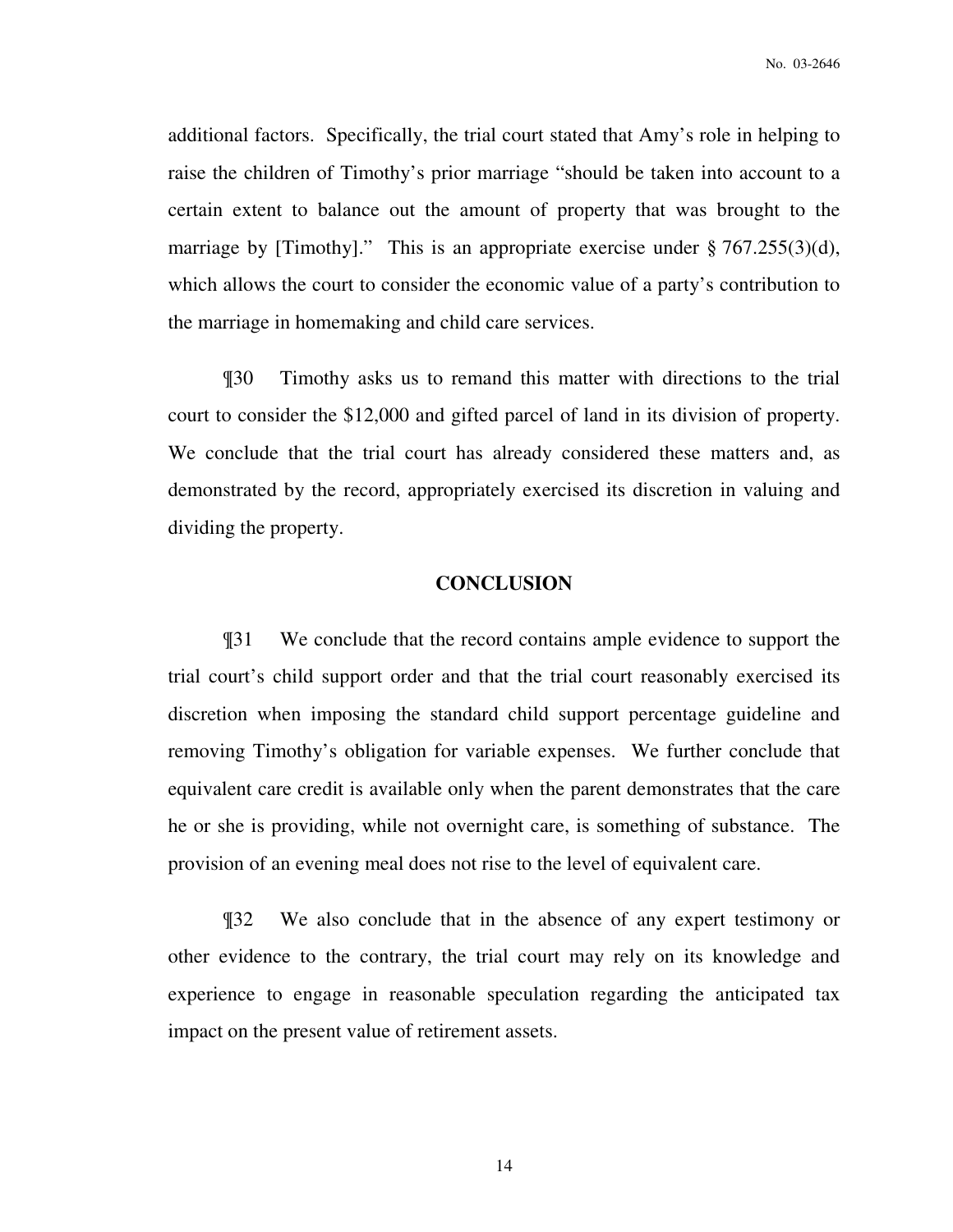additional factors. Specifically, the trial court stated that Amy's role in helping to raise the children of Timothy's prior marriage "should be taken into account to a certain extent to balance out the amount of property that was brought to the marriage by [Timothy]." This is an appropriate exercise under § 767.255(3)(d), which allows the court to consider the economic value of a party's contribution to the marriage in homemaking and child care services.

¶30 Timothy asks us to remand this matter with directions to the trial court to consider the $12,000 and gifted parcel of land in its division of property. We conclude that the trial court has already considered these matters and, as demonstrated by the record, appropriately exercised its discretion in valuing and dividing the property.

## CONCLUSION

¶31 We conclude that the record contains ample evidence to support the trial court's child support order and that the trial court reasonably exercised its discretion when imposing the standard child support percentage guideline and removing Timothy's obligation for variable expenses. We further conclude that equivalent care credit is available only when the parent demonstrates that the care he or she is providing, while not overnight care, is something of substance. The provision of an evening meal does not rise to the level of equivalent care.

¶32 We also conclude that in the absence of any expert testimony or other evidence to the contrary, the trial court may rely on its knowledge and experience to engage in reasonable speculation regarding the anticipated tax impact on the present value of retirement assets.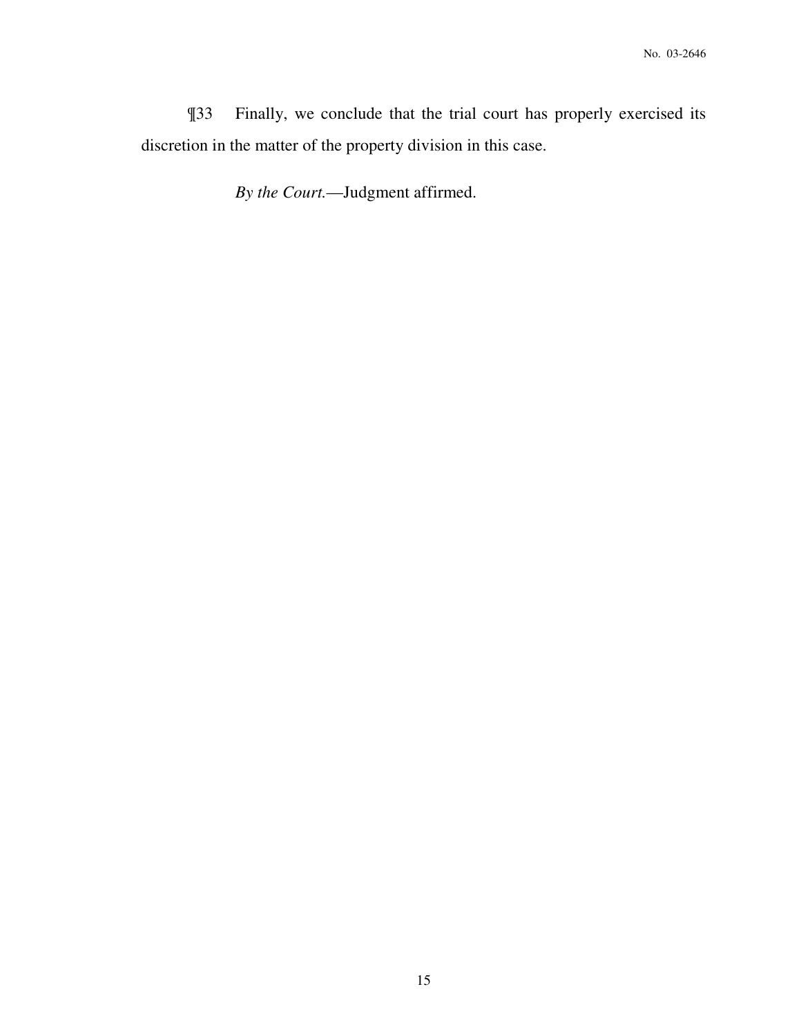¶33 Finally, we conclude that the trial court has properly exercised its discretion in the matter of the property division in this case.

*By the Court.*—Judgment affirmed.